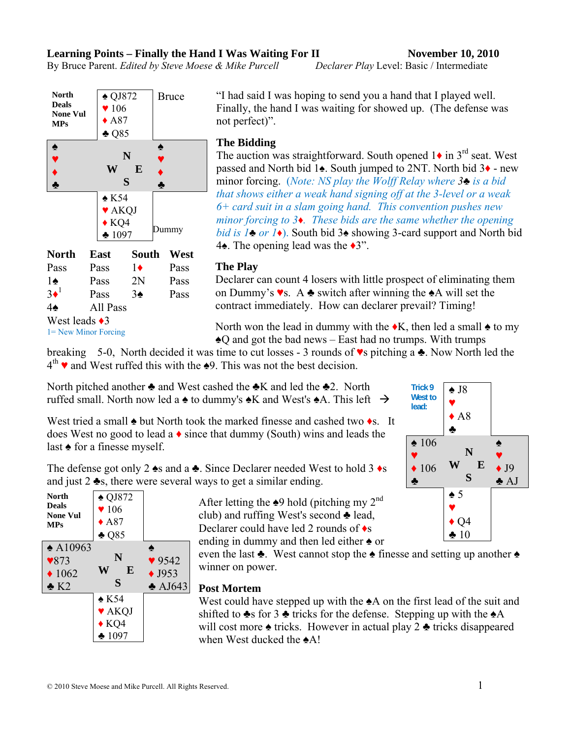**Learning Points – Finally the Hand I Was Waiting For II** November 10, 2010

By Bruce Parent. *Edited by Steve Moese & Mike Purcell* *Declarer Play* Level: Basic / Intermediate

North Deals
None Vul
MPs

| | North (Bruce) | |
|---|---|---|
| | ♠ QJ872<br>♥ 106<br>♦ A87<br>♣ Q85 | |
| West<br>♠<br>♥<br>♦<br>♣ | N<br>W E<br>S | East<br>♠<br>♥<br>♦<br>♣ |
| | ♠ K54<br>♥ AKQJ<br>♦ KQ4<br>♣ 1097 | |

Dummy

| North | East | South | West |
|---|---|---|---|
| Pass | Pass | 1♦ | Pass |
| 1♠ | Pass | 2N | Pass |
| 3♦[1] | Pass | 3♠ | Pass |
| 4♠ | All Pass | | |

West leads ♦3

1= New Minor Forcing

"I had said I was hoping to send you a hand that I played well. Finally, the hand I was waiting for showed up. (The defense was not perfect)".

## The Bidding

The auction was straightforward. South opened 1♦ in 3rd seat. West passed and North bid 1♠. South jumped to 2NT. North bid 3♦ - new minor forcing. *(Note: NS play the Wolff Relay where 3♣ is a bid that shows either a weak hand signing off at the 3-level or a weak 6+ card suit in a slam going hand. This convention pushes new minor forcing to 3♦. These bids are the same whether the opening bid is 1♣ or 1♦).* South bid 3♠ showing 3-card support and North bid 4♠. The opening lead was the ♦3".

## The Play

Declarer can count 4 losers with little prospect of eliminating them on Dummy's ♥s. A ♣ switch after winning the ♠A will set the contract immediately. How can declarer prevail? Timing!

North won the lead in dummy with the ♦K, then led a small ♠ to my ♠Q and got the bad news – East had no trumps. With trumps breaking 5-0, North decided it was time to cut losses - 3 rounds of ♥s pitching a ♣. Now North led the 4th ♥ and West ruffed this with the ♠9. This was not the best decision.

North pitched another ♣ and West cashed the ♣K and led the ♣2. North ruffed small. North now led a ♠ to dummy's ♠K and West's ♠A. This left →

**Trick 9 West to lead:**

| | North | |
|---|---|---|
| | ♠ J8<br>♥<br>♦ A8<br>♣ | |
| West<br>♠ 106<br>♥<br>♦ 106<br>♣ | N<br>W E<br>S | East<br>♠<br>♥<br>♦ J9<br>♣ AJ |
| | ♠ 5<br>♥<br>♦ Q4<br>♣ 10 | |

West tried a small ♠ but North took the marked finesse and cashed two ♦s. It does West no good to lead a ♦ since that dummy (South) wins and leads the last ♠ for a finesse myself.

The defense got only 2 ♠s and a ♣. Since Declarer needed West to hold 3 ♦s and just 2 ♣s, there were several ways to get a similar ending.

North Deals
None Vul
MPs

| | North | |
|---|---|---|
| | ♠ QJ872<br>♥ 106<br>♦ A87<br>♣ Q85 | |
| West<br>♠ A10963<br>♥ 873<br>♦ 1062<br>♣ K2 | N<br>W E<br>S | East<br>♠<br>♥ 9542<br>♦ J953<br>♣ AJ643 |
| | ♠ K54<br>♥ AKQJ<br>♦ KQ4<br>♣ 1097 | |

After letting the ♠9 hold (pitching my 2nd club) and ruffing West's second ♣ lead, Declarer could have led 2 rounds of ♦s ending in dummy and then led either ♠ or even the last ♣. West cannot stop the ♠ finesse and setting up another ♠ winner on power.

## Post Mortem

West could have stepped up with the ♠A on the first lead of the suit and shifted to ♣s for 3 ♣ tricks for the defense. Stepping up with the ♠A will cost more ♠ tricks. However in actual play 2 ♣ tricks disappeared when West ducked the ♠A!

© 2010 Steve Moese and Mike Purcell. All Rights Reserved.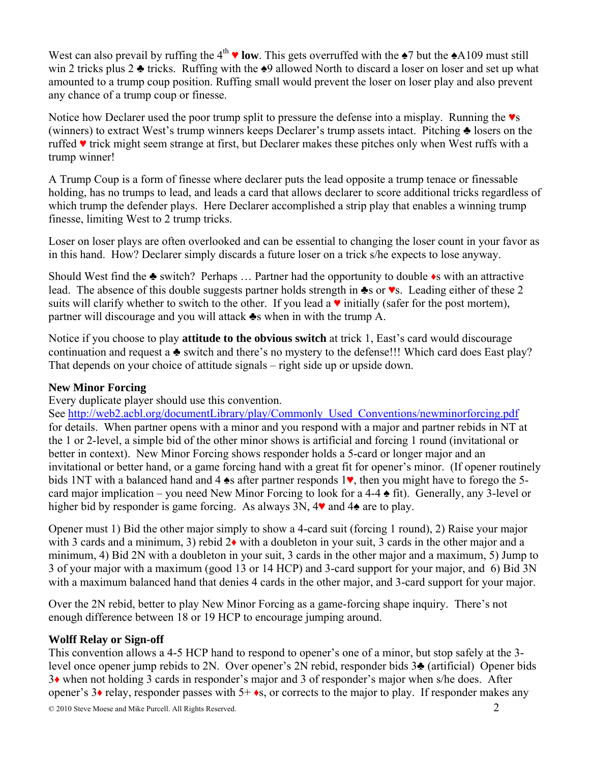West can also prevail by ruffing the 4th ♥ **low**. This gets overruffed with the ♠7 but the ♠A109 must still win 2 tricks plus 2 ♣ tricks. Ruffing with the ♠9 allowed North to discard a loser on loser and set up what amounted to a trump coup position. Ruffing small would prevent the loser on loser play and also prevent any chance of a trump coup or finesse.

Notice how Declarer used the poor trump split to pressure the defense into a misplay. Running the ♥s (winners) to extract West's trump winners keeps Declarer's trump assets intact. Pitching ♣ losers on the ruffed ♥ trick might seem strange at first, but Declarer makes these pitches only when West ruffs with a trump winner!

A Trump Coup is a form of finesse where declarer puts the lead opposite a trump tenace or finessable holding, has no trumps to lead, and leads a card that allows declarer to score additional tricks regardless of which trump the defender plays. Here Declarer accomplished a strip play that enables a winning trump finesse, limiting West to 2 trump tricks.

Loser on loser plays are often overlooked and can be essential to changing the loser count in your favor as in this hand. How? Declarer simply discards a future loser on a trick s/he expects to lose anyway.

Should West find the ♣ switch? Perhaps … Partner had the opportunity to double ♦s with an attractive lead. The absence of this double suggests partner holds strength in ♣s or ♥s. Leading either of these 2 suits will clarify whether to switch to the other. If you lead a ♥ initially (safer for the post mortem), partner will discourage and you will attack ♣s when in with the trump A.

Notice if you choose to play **attitude to the obvious switch** at trick 1, East's card would discourage continuation and request a ♣ switch and there's no mystery to the defense!!! Which card does East play? That depends on your choice of attitude signals – right side up or upside down.

**New Minor Forcing**

Every duplicate player should use this convention.
See http://web2.acbl.org/documentLibrary/play/Commonly_Used_Conventions/newminorforcing.pdf for details. When partner opens with a minor and you respond with a major and partner rebids in NT at the 1 or 2-level, a simple bid of the other minor shows is artificial and forcing 1 round (invitational or better in context). New Minor Forcing shows responder holds a 5-card or longer major and an invitational or better hand, or a game forcing hand with a great fit for opener's minor. (If opener routinely bids 1NT with a balanced hand and 4 ♠s after partner responds 1♥, then you might have to forego the 5-card major implication – you need New Minor Forcing to look for a 4-4 ♠ fit). Generally, any 3-level or higher bid by responder is game forcing. As always 3N, 4♥ and 4♠ are to play.

Opener must 1) Bid the other major simply to show a 4-card suit (forcing 1 round), 2) Raise your major with 3 cards and a minimum, 3) rebid 2♦ with a doubleton in your suit, 3 cards in the other major and a minimum, 4) Bid 2N with a doubleton in your suit, 3 cards in the other major and a maximum, 5) Jump to 3 of your major with a maximum (good 13 or 14 HCP) and 3-card support for your major, and 6) Bid 3N with a maximum balanced hand that denies 4 cards in the other major, and 3-card support for your major.

Over the 2N rebid, better to play New Minor Forcing as a game-forcing shape inquiry. There's not enough difference between 18 or 19 HCP to encourage jumping around.

**Wolff Relay or Sign-off**

This convention allows a 4-5 HCP hand to respond to opener's one of a minor, but stop safely at the 3-level once opener jump rebids to 2N. Over opener's 2N rebid, responder bids 3♣ (artificial) Opener bids 3♦ when not holding 3 cards in responder's major and 3 of responder's major when s/he does. After opener's 3♦ relay, responder passes with 5+ ♦s, or corrects to the major to play. If responder makes any

© 2010 Steve Moese and Mike Purcell. All Rights Reserved.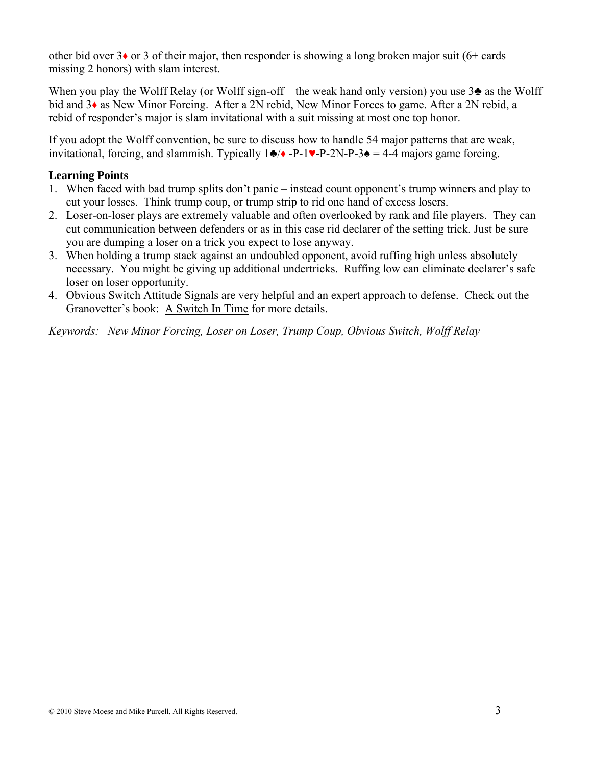other bid over 3♦ or 3 of their major, then responder is showing a long broken major suit (6+ cards missing 2 honors) with slam interest.

When you play the Wolff Relay (or Wolff sign-off – the weak hand only version) you use 3♣ as the Wolff bid and 3♦ as New Minor Forcing. After a 2N rebid, New Minor Forces to game. After a 2N rebid, a rebid of responder's major is slam invitational with a suit missing at most one top honor.

If you adopt the Wolff convention, be sure to discuss how to handle 54 major patterns that are weak, invitational, forcing, and slammish. Typically 1♣/♦ -P-1♥-P-2N-P-3♠ = 4-4 majors game forcing.

**Learning Points**

1. When faced with bad trump splits don't panic – instead count opponent's trump winners and play to cut your losses. Think trump coup, or trump strip to rid one hand of excess losers.
2. Loser-on-loser plays are extremely valuable and often overlooked by rank and file players. They can cut communication between defenders or as in this case rid declarer of the setting trick. Just be sure you are dumping a loser on a trick you expect to lose anyway.
3. When holding a trump stack against an undoubled opponent, avoid ruffing high unless absolutely necessary. You might be giving up additional undertricks. Ruffing low can eliminate declarer's safe loser on loser opportunity.
4. Obvious Switch Attitude Signals are very helpful and an expert approach to defense. Check out the Granovetter's book: A Switch In Time for more details.

*Keywords: New Minor Forcing, Loser on Loser, Trump Coup, Obvious Switch, Wolff Relay*

© 2010 Steve Moese and Mike Purcell. All Rights Reserved.